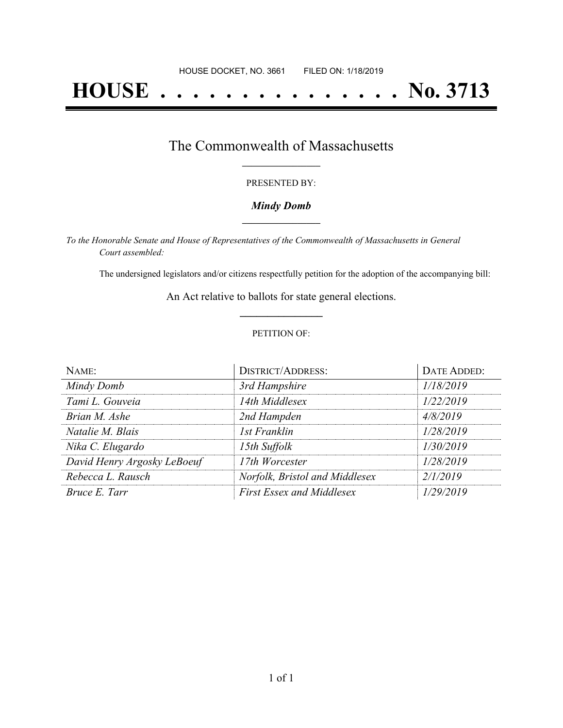HOUSE DOCKET, NO. 3661 FILED ON: 1/18/2019

# HOUSE . . . . . . . . . . . . . . . No. 3713

## The Commonwealth of Massachusetts

PRESENTED BY:

***Mindy Domb***

*To the Honorable Senate and House of Representatives of the Commonwealth of Massachusetts in General Court assembled:*

The undersigned legislators and/or citizens respectfully petition for the adoption of the accompanying bill:

An Act relative to ballots for state general elections.

PETITION OF:

| NAME: | DISTRICT/ADDRESS: | DATE ADDED: |
| --- | --- | --- |
| *Mindy Domb* | *3rd Hampshire* | *1/18/2019* |
| *Tami L. Gouveia* | *14th Middlesex* | *1/22/2019* |
| *Brian M. Ashe* | *2nd Hampden* | *4/8/2019* |
| *Natalie M. Blais* | *1st Franklin* | *1/28/2019* |
| *Nika C. Elugardo* | *15th Suffolk* | *1/30/2019* |
| *David Henry Argosky LeBoeuf* | *17th Worcester* | *1/28/2019* |
| *Rebecca L. Rausch* | *Norfolk, Bristol and Middlesex* | *2/1/2019* |
| *Bruce E. Tarr* | *First Essex and Middlesex* | *1/29/2019* |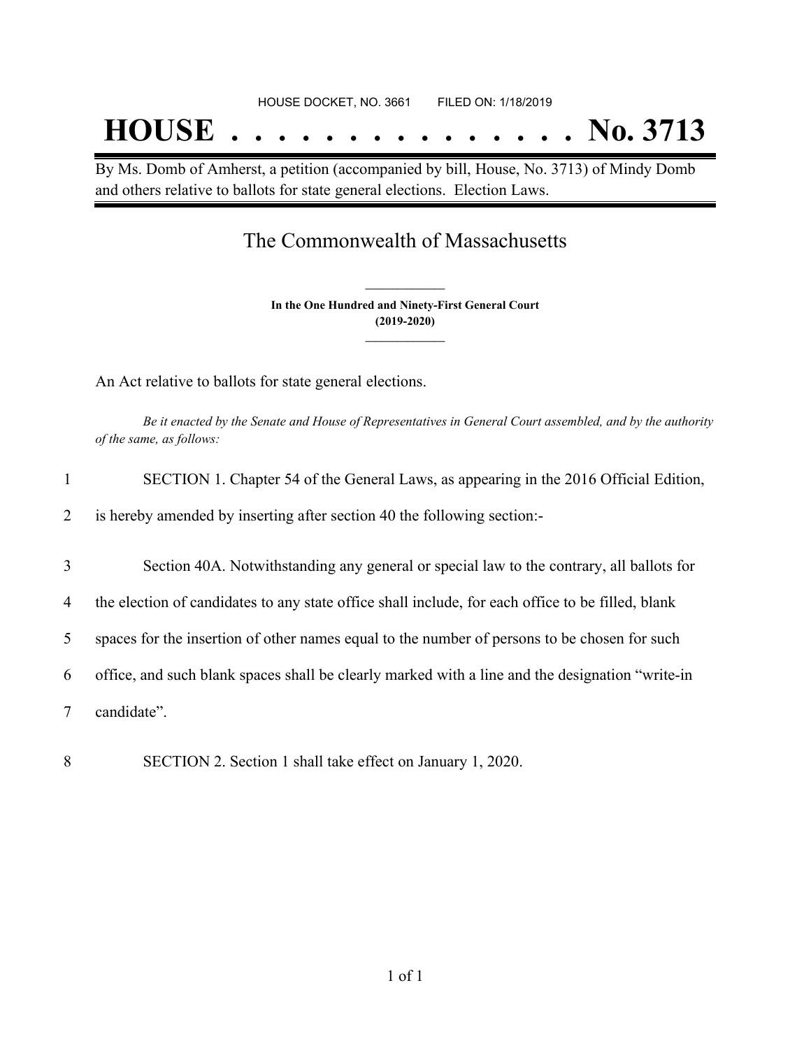HOUSE DOCKET, NO. 3661 FILED ON: 1/18/2019

# HOUSE . . . . . . . . . . . . . . . No. 3713

By Ms. Domb of Amherst, a petition (accompanied by bill, House, No. 3713) of Mindy Domb and others relative to ballots for state general elections. Election Laws.

## The Commonwealth of Massachusetts

**In the One Hundred and Ninety-First General Court (2019-2020)**

An Act relative to ballots for state general elections.

*Be it enacted by the Senate and House of Representatives in General Court assembled, and by the authority of the same, as follows:*

1 SECTION 1. Chapter 54 of the General Laws, as appearing in the 2016 Official Edition,
2 is hereby amended by inserting after section 40 the following section:-

3 Section 40A. Notwithstanding any general or special law to the contrary, all ballots for
4 the election of candidates to any state office shall include, for each office to be filled, blank
5 spaces for the insertion of other names equal to the number of persons to be chosen for such
6 office, and such blank spaces shall be clearly marked with a line and the designation "write-in
7 candidate".

8 SECTION 2. Section 1 shall take effect on January 1, 2020.